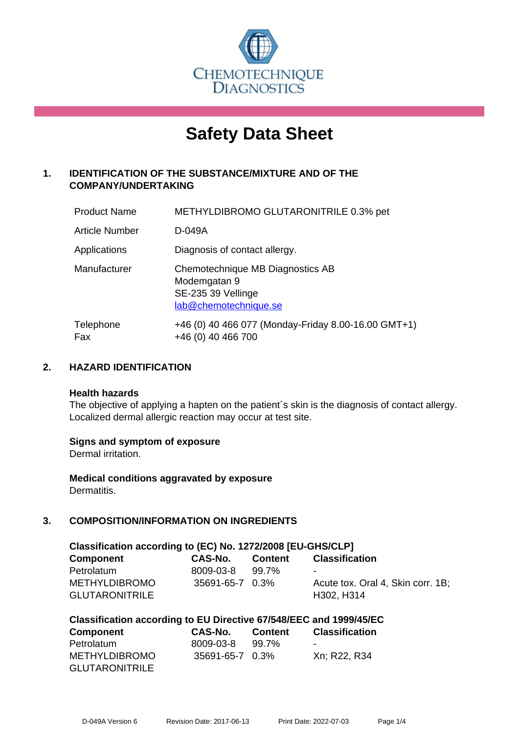CHEMOTECHNIQUE DIAGNOSTICS

# Safety Data Sheet

## 1. IDENTIFICATION OF THE SUBSTANCE/MIXTURE AND OF THE COMPANY/UNDERTAKING

| | |
|---|---|
| Product Name | METHYLDIBROMO GLUTARONITRILE 0.3% pet |
| Article Number | D-049A |
| Applications | Diagnosis of contact allergy. |
| Manufacturer | Chemotechnique MB Diagnostics AB<br>Modemgatan 9<br>SE-235 39 Vellinge<br>lab@chemotechnique.se |
| Telephone<br>Fax | +46 (0) 40 466 077 (Monday-Friday 8.00-16.00 GMT+1)<br>+46 (0) 40 466 700 |

## 2. HAZARD IDENTIFICATION

**Health hazards**

The objective of applying a hapten on the patient´s skin is the diagnosis of contact allergy. Localized dermal allergic reaction may occur at test site.

**Signs and symptom of exposure**

Dermal irritation.

**Medical conditions aggravated by exposure**

Dermatitis.

## 3. COMPOSITION/INFORMATION ON INGREDIENTS

**Classification according to (EC) No. 1272/2008 [EU-GHS/CLP]**

| Component | CAS-No. | Content | Classification |
|---|---|---|---|
| Petrolatum | 8009-03-8 | 99.7% | - |
| METHYLDIBROMO GLUTARONITRILE | 35691-65-7 | 0.3% | Acute tox. Oral 4, Skin corr. 1B; H302, H314 |

**Classification according to EU Directive 67/548/EEC and 1999/45/EC**

| Component | CAS-No. | Content | Classification |
|---|---|---|---|
| Petrolatum | 8009-03-8 | 99.7% | - |
| METHYLDIBROMO GLUTARONITRILE | 35691-65-7 | 0.3% | Xn; R22, R34 |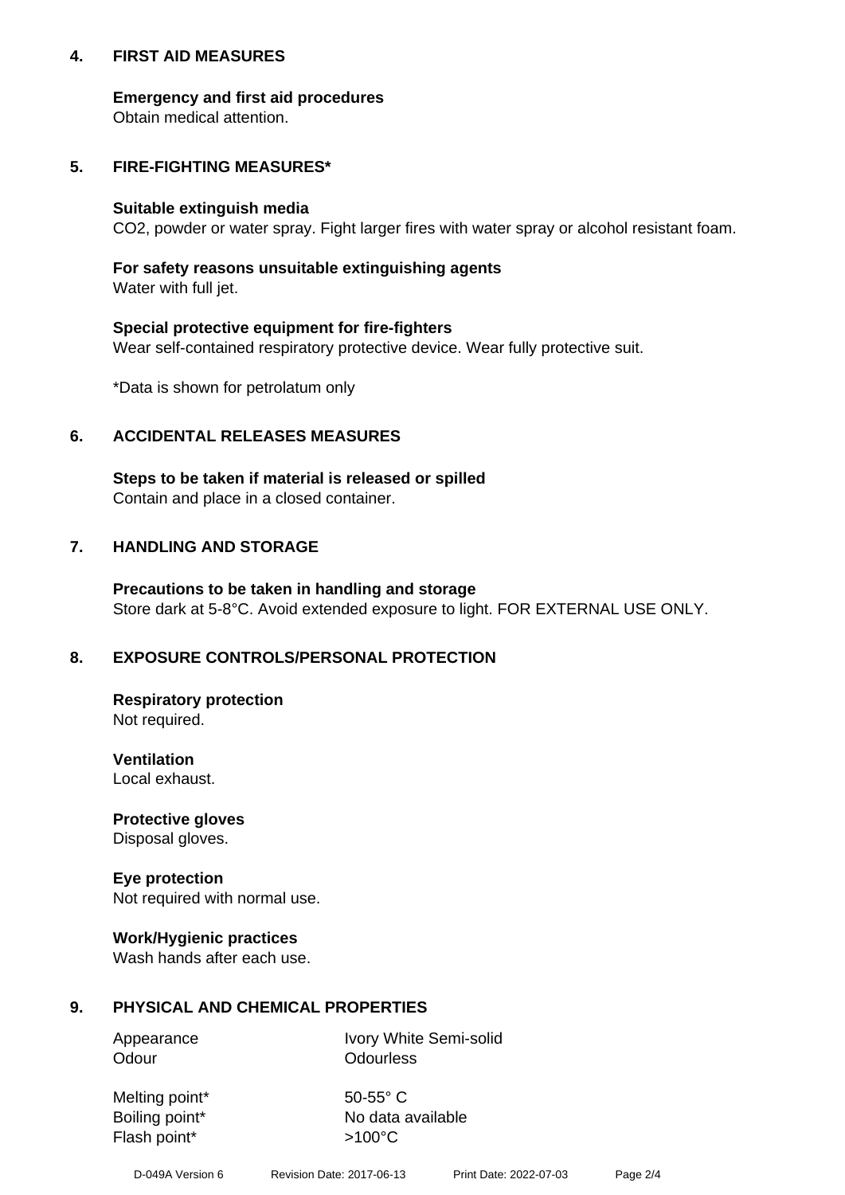## 4. FIRST AID MEASURES

**Emergency and first aid procedures**
Obtain medical attention.

## 5. FIRE-FIGHTING MEASURES*

**Suitable extinguish media**
$CO_2$, powder or water spray. Fight larger fires with water spray or alcohol resistant foam.

**For safety reasons unsuitable extinguishing agents**
Water with full jet.

**Special protective equipment for fire-fighters**
Wear self-contained respiratory protective device. Wear fully protective suit.

*Data is shown for petrolatum only

## 6. ACCIDENTAL RELEASES MEASURES

**Steps to be taken if material is released or spilled**
Contain and place in a closed container.

## 7. HANDLING AND STORAGE

**Precautions to be taken in handling and storage**
Store dark at 5-8°C. Avoid extended exposure to light. FOR EXTERNAL USE ONLY.

## 8. EXPOSURE CONTROLS/PERSONAL PROTECTION

**Respiratory protection**
Not required.

**Ventilation**
Local exhaust.

**Protective gloves**
Disposal gloves.

**Eye protection**
Not required with normal use.

**Work/Hygienic practices**
Wash hands after each use.

## 9. PHYSICAL AND CHEMICAL PROPERTIES

| | |
|---|---|
| Appearance | Ivory White Semi-solid |
| Odour | Odourless |
| Melting point* | 50-55° C |
| Boiling point* | No data available |
| Flash point* | >100°C |

D-049A Version 6 Revision Date: 2017-06-13 Print Date: 2022-07-03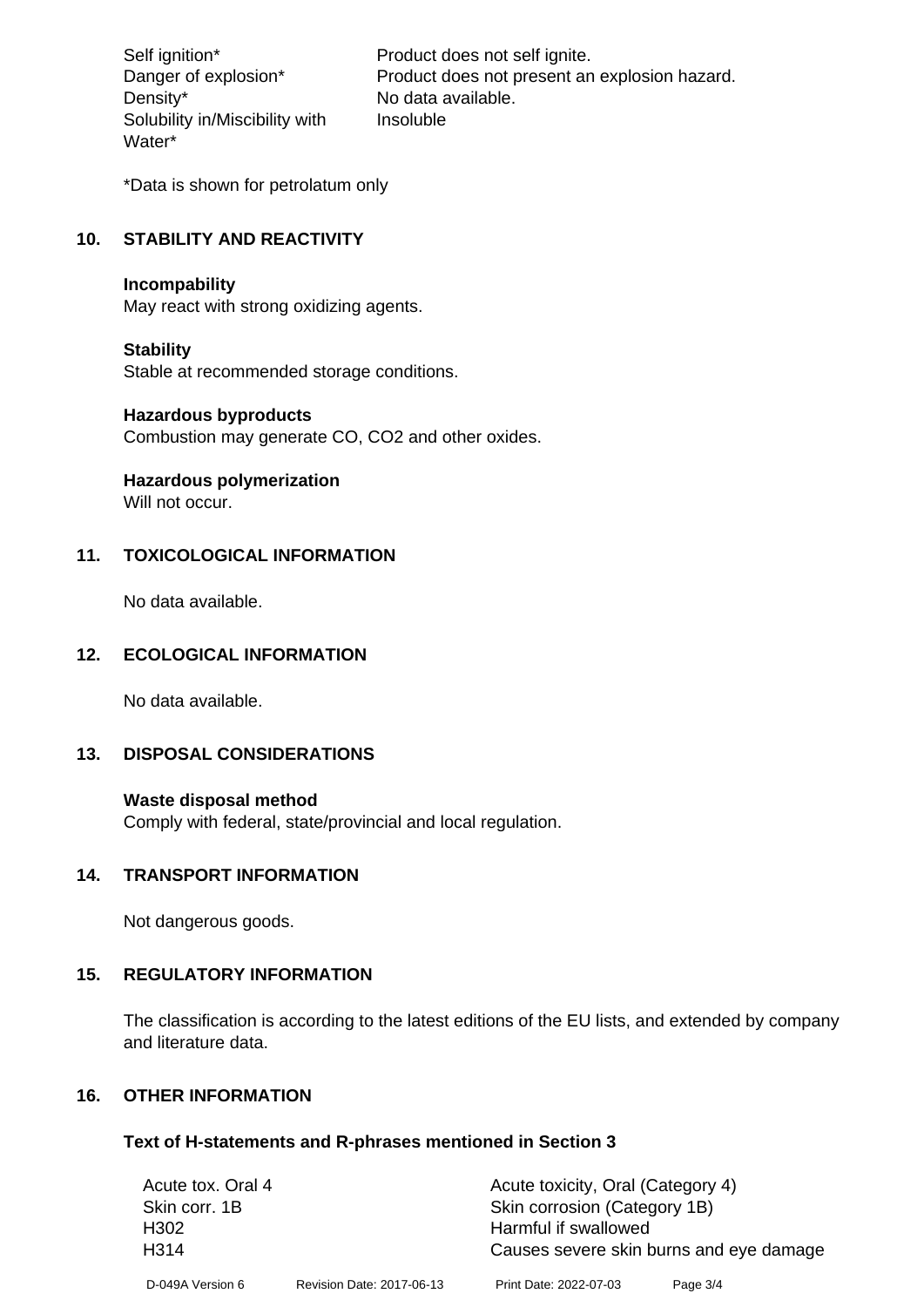| | |
|---|---|
| Self ignition* | Product does not self ignite. |
| Danger of explosion* | Product does not present an explosion hazard. |
| Density* | No data available. |
| Solubility in/Miscibility with Water* | Insoluble |

*Data is shown for petrolatum only

## 10. STABILITY AND REACTIVITY

**Incompability**
May react with strong oxidizing agents.

**Stability**
Stable at recommended storage conditions.

**Hazardous byproducts**
Combustion may generate CO, $CO_2$ and other oxides.

**Hazardous polymerization**
Will not occur.

## 11. TOXICOLOGICAL INFORMATION

No data available.

## 12. ECOLOGICAL INFORMATION

No data available.

## 13. DISPOSAL CONSIDERATIONS

**Waste disposal method**
Comply with federal, state/provincial and local regulation.

## 14. TRANSPORT INFORMATION

Not dangerous goods.

## 15. REGULATORY INFORMATION

The classification is according to the latest editions of the EU lists, and extended by company and literature data.

## 16. OTHER INFORMATION

**Text of H-statements and R-phrases mentioned in Section 3**

| | |
|---|---|
| Acute tox. Oral 4 | Acute toxicity, Oral (Category 4) |
| Skin corr. 1B | Skin corrosion (Category 1B) |
| H302 | Harmful if swallowed |
| H314 | Causes severe skin burns and eye damage |

D-049A Version 6 Revision Date: 2017-06-13 Print Date: 2022-07-03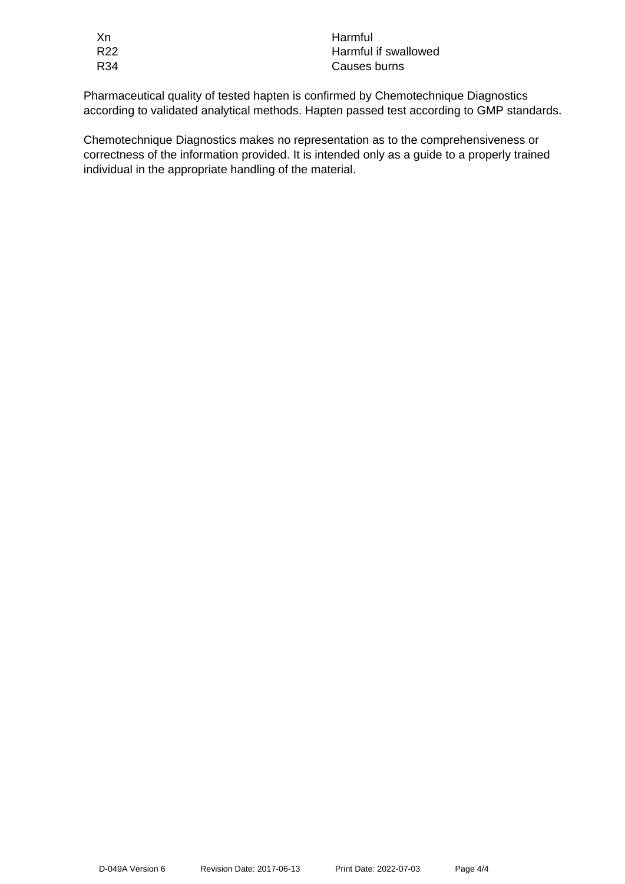| | |
|---|---|
| Xn | Harmful |
| R22 | Harmful if swallowed |
| R34 | Causes burns |

Pharmaceutical quality of tested hapten is confirmed by Chemotechnique Diagnostics according to validated analytical methods. Hapten passed test according to GMP standards.

Chemotechnique Diagnostics makes no representation as to the comprehensiveness or correctness of the information provided. It is intended only as a guide to a properly trained individual in the appropriate handling of the material.